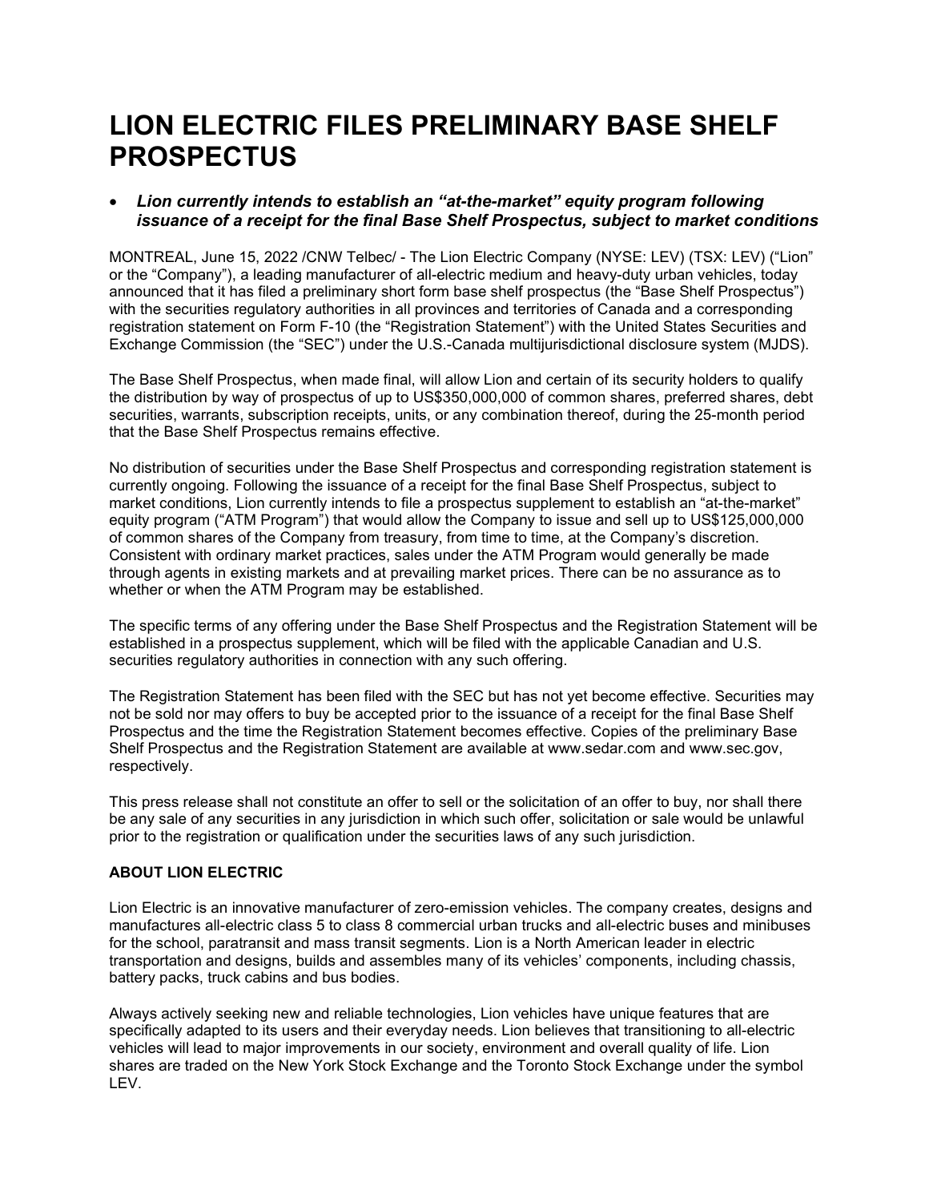# LION ELECTRIC FILES PRELIMINARY BASE SHELF PROSPECTUS

- ***Lion currently intends to establish an "at-the-market" equity program following issuance of a receipt for the final Base Shelf Prospectus, subject to market conditions***

MONTREAL, June 15, 2022 /CNW Telbec/ - The Lion Electric Company (NYSE: LEV) (TSX: LEV) ("Lion" or the "Company"), a leading manufacturer of all-electric medium and heavy-duty urban vehicles, today announced that it has filed a preliminary short form base shelf prospectus (the "Base Shelf Prospectus") with the securities regulatory authorities in all provinces and territories of Canada and a corresponding registration statement on Form F-10 (the "Registration Statement") with the United States Securities and Exchange Commission (the "SEC") under the U.S.-Canada multijurisdictional disclosure system (MJDS).

The Base Shelf Prospectus, when made final, will allow Lion and certain of its security holders to qualify the distribution by way of prospectus of up to US$350,000,000 of common shares, preferred shares, debt securities, warrants, subscription receipts, units, or any combination thereof, during the 25-month period that the Base Shelf Prospectus remains effective.

No distribution of securities under the Base Shelf Prospectus and corresponding registration statement is currently ongoing. Following the issuance of a receipt for the final Base Shelf Prospectus, subject to market conditions, Lion currently intends to file a prospectus supplement to establish an "at-the-market" equity program ("ATM Program") that would allow the Company to issue and sell up to US$125,000,000 of common shares of the Company from treasury, from time to time, at the Company's discretion. Consistent with ordinary market practices, sales under the ATM Program would generally be made through agents in existing markets and at prevailing market prices. There can be no assurance as to whether or when the ATM Program may be established.

The specific terms of any offering under the Base Shelf Prospectus and the Registration Statement will be established in a prospectus supplement, which will be filed with the applicable Canadian and U.S. securities regulatory authorities in connection with any such offering.

The Registration Statement has been filed with the SEC but has not yet become effective. Securities may not be sold nor may offers to buy be accepted prior to the issuance of a receipt for the final Base Shelf Prospectus and the time the Registration Statement becomes effective. Copies of the preliminary Base Shelf Prospectus and the Registration Statement are available at www.sedar.com and www.sec.gov, respectively.

This press release shall not constitute an offer to sell or the solicitation of an offer to buy, nor shall there be any sale of any securities in any jurisdiction in which such offer, solicitation or sale would be unlawful prior to the registration or qualification under the securities laws of any such jurisdiction.

**ABOUT LION ELECTRIC**

Lion Electric is an innovative manufacturer of zero-emission vehicles. The company creates, designs and manufactures all-electric class 5 to class 8 commercial urban trucks and all-electric buses and minibuses for the school, paratransit and mass transit segments. Lion is a North American leader in electric transportation and designs, builds and assembles many of its vehicles' components, including chassis, battery packs, truck cabins and bus bodies.

Always actively seeking new and reliable technologies, Lion vehicles have unique features that are specifically adapted to its users and their everyday needs. Lion believes that transitioning to all-electric vehicles will lead to major improvements in our society, environment and overall quality of life. Lion shares are traded on the New York Stock Exchange and the Toronto Stock Exchange under the symbol LEV.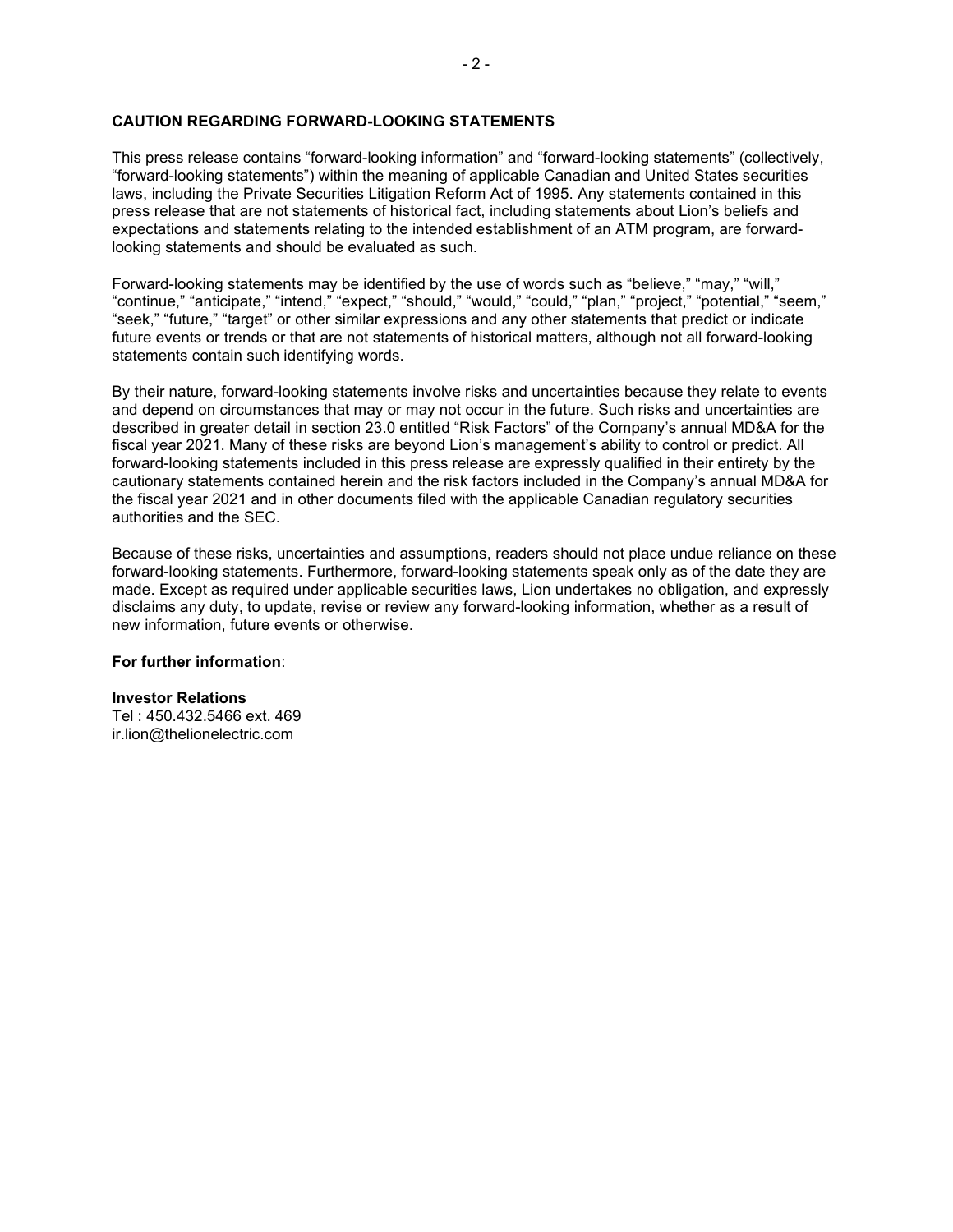**CAUTION REGARDING FORWARD-LOOKING STATEMENTS**

This press release contains "forward-looking information" and "forward-looking statements" (collectively, "forward-looking statements") within the meaning of applicable Canadian and United States securities laws, including the Private Securities Litigation Reform Act of 1995. Any statements contained in this press release that are not statements of historical fact, including statements about Lion's beliefs and expectations and statements relating to the intended establishment of an ATM program, are forward-looking statements and should be evaluated as such.

Forward-looking statements may be identified by the use of words such as "believe," "may," "will," "continue," "anticipate," "intend," "expect," "should," "would," "could," "plan," "project," "potential," "seem," "seek," "future," "target" or other similar expressions and any other statements that predict or indicate future events or trends or that are not statements of historical matters, although not all forward-looking statements contain such identifying words.

By their nature, forward-looking statements involve risks and uncertainties because they relate to events and depend on circumstances that may or may not occur in the future. Such risks and uncertainties are described in greater detail in section 23.0 entitled "Risk Factors" of the Company's annual MD&A for the fiscal year 2021. Many of these risks are beyond Lion's management's ability to control or predict. All forward-looking statements included in this press release are expressly qualified in their entirety by the cautionary statements contained herein and the risk factors included in the Company's annual MD&A for the fiscal year 2021 and in other documents filed with the applicable Canadian regulatory securities authorities and the SEC.

Because of these risks, uncertainties and assumptions, readers should not place undue reliance on these forward-looking statements. Furthermore, forward-looking statements speak only as of the date they are made. Except as required under applicable securities laws, Lion undertakes no obligation, and expressly disclaims any duty, to update, revise or review any forward-looking information, whether as a result of new information, future events or otherwise.

**For further information**:

**Investor Relations**
Tel : 450.432.5466 ext. 469
ir.lion@thelionelectric.com